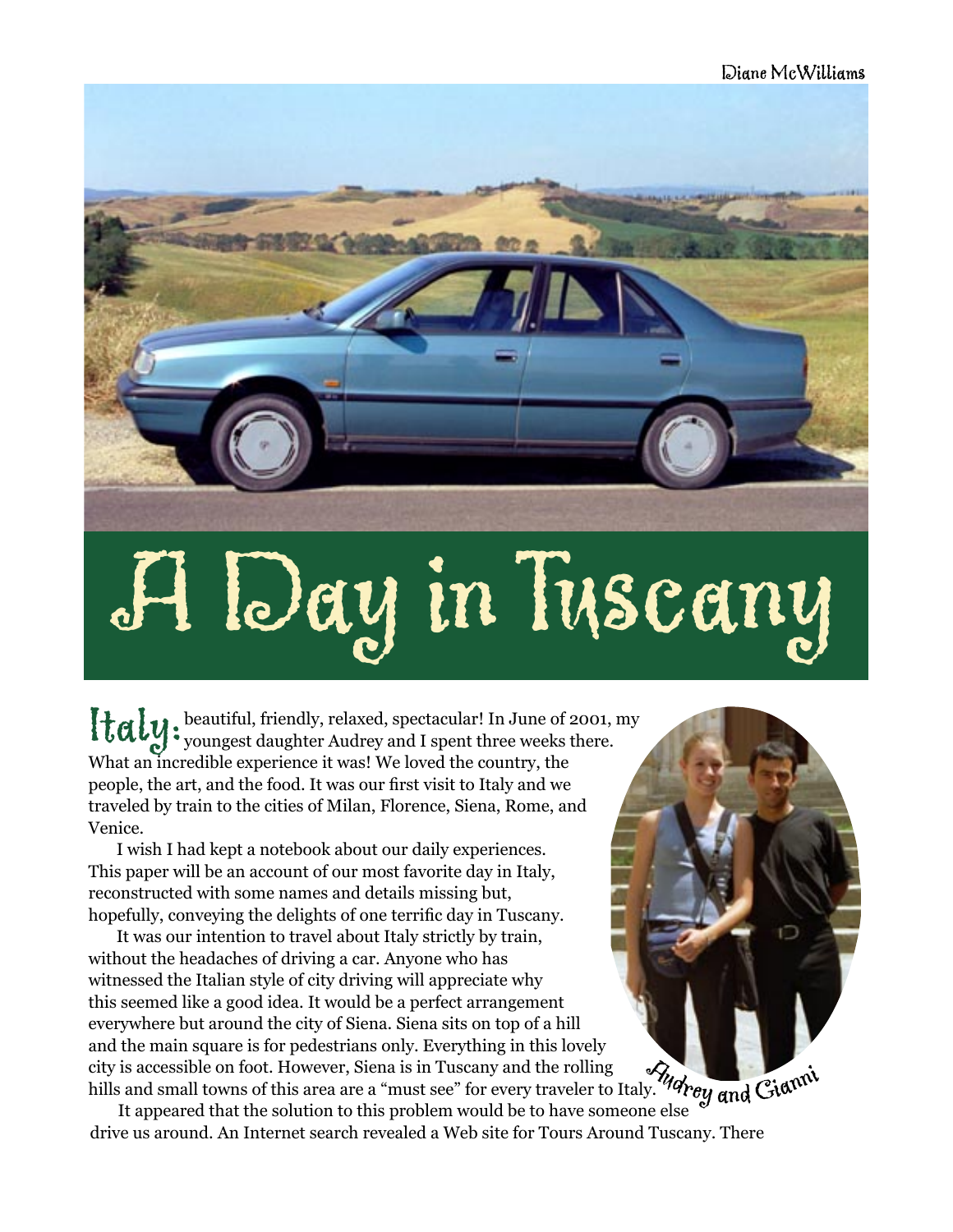Diane McWilliams

# A Day in Tuscany

**Italy:** beautiful, friendly, relaxed, spectacular! In June of 2001, my youngest daughter Audrey and I spent three weeks there. What an incredible experience it was! We loved the country, the people, the art, and the food. It was our first visit to Italy and we traveled by train to the cities of Milan, Florence, Siena, Rome, and Venice.

I wish I had kept a notebook about our daily experiences. This paper will be an account of our most favorite day in Italy, reconstructed with some names and details missing but, hopefully, conveying the delights of one terrific day in Tuscany.

It was our intention to travel about Italy strictly by train, without the headaches of driving a car. Anyone who has witnessed the Italian style of city driving will appreciate why this seemed like a good idea. It would be a perfect arrangement everywhere but around the city of Siena. Siena sits on top of a hill and the main square is for pedestrians only. Everything in this lovely city is accessible on foot. However, Siena is in Tuscany and the rolling hills and small towns of this area are a "must see" for every traveler to Italy.

Audrey and Gianni

It appeared that the solution to this problem would be to have someone else drive us around. An Internet search revealed a Web site for Tours Around Tuscany. There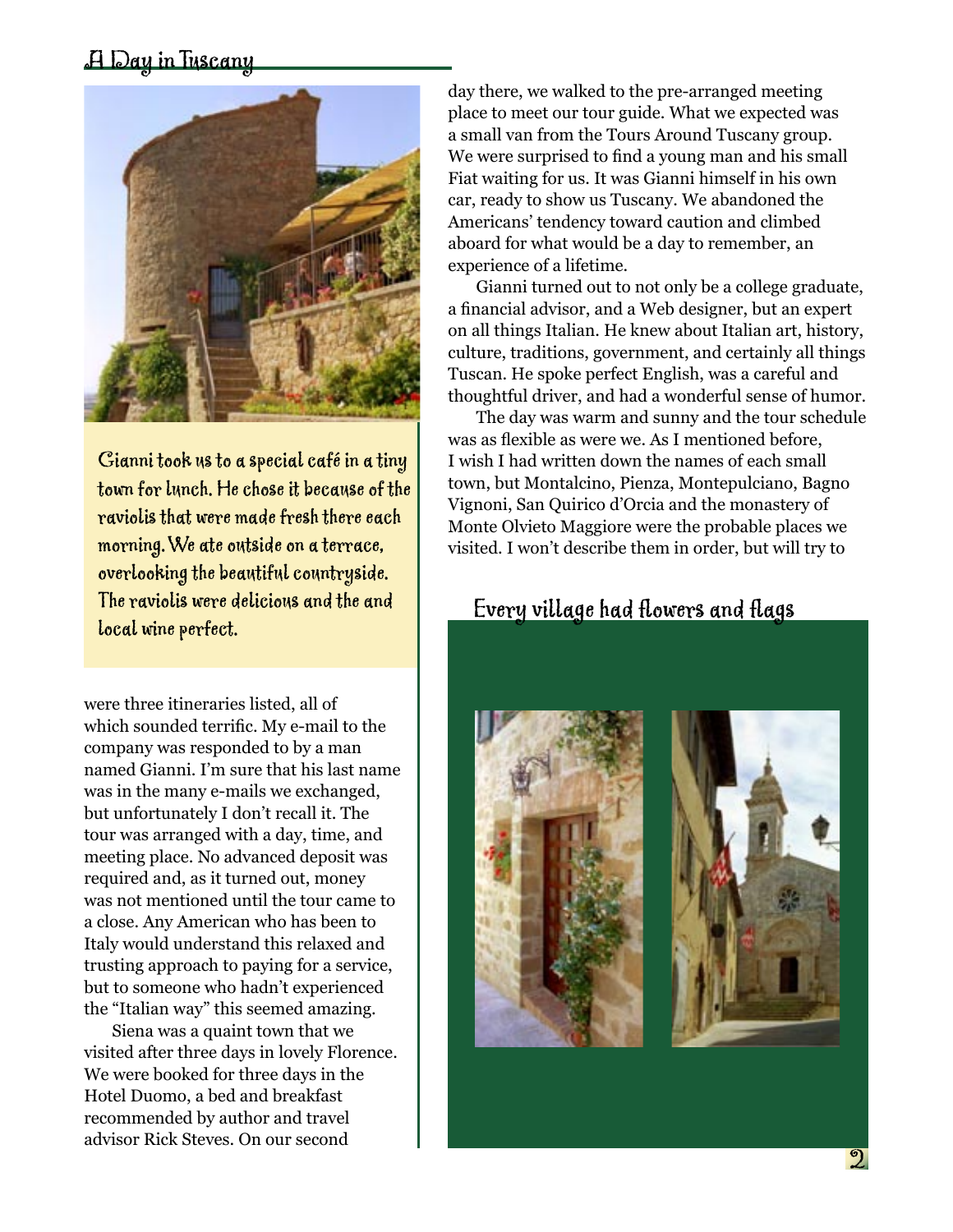Gianni took us to a special café in a tiny town for lunch. He chose it because of the raviolis that were made fresh there each morning. We ate outside on a terrace, overlooking the beautiful countryside. The raviolis were delicious and the and local wine perfect.

were three itineraries listed, all of which sounded terrific. My e-mail to the company was responded to by a man named Gianni. I'm sure that his last name was in the many e-mails we exchanged, but unfortunately I don't recall it. The tour was arranged with a day, time, and meeting place. No advanced deposit was required and, as it turned out, money was not mentioned until the tour came to a close. Any American who has been to Italy would understand this relaxed and trusting approach to paying for a service, but to someone who hadn't experienced the "Italian way" this seemed amazing.

Siena was a quaint town that we visited after three days in lovely Florence. We were booked for three days in the Hotel Duomo, a bed and breakfast recommended by author and travel advisor Rick Steves. On our second day there, we walked to the pre-arranged meeting place to meet our tour guide. What we expected was a small van from the Tours Around Tuscany group. We were surprised to find a young man and his small Fiat waiting for us. It was Gianni himself in his own car, ready to show us Tuscany. We abandoned the Americans' tendency toward caution and climbed aboard for what would be a day to remember, an experience of a lifetime.

Gianni turned out to not only be a college graduate, a financial advisor, and a Web designer, but an expert on all things Italian. He knew about Italian art, history, culture, traditions, government, and certainly all things Tuscan. He spoke perfect English, was a careful and thoughtful driver, and had a wonderful sense of humor.

The day was warm and sunny and the tour schedule was as flexible as were we. As I mentioned before, I wish I had written down the names of each small town, but Montalcino, Pienza, Montepulciano, Bagno Vignoni, San Quirico d'Orcia and the monastery of Monte Olvieto Maggiore were the probable places we visited. I won't describe them in order, but will try to

Every village had flowers and flags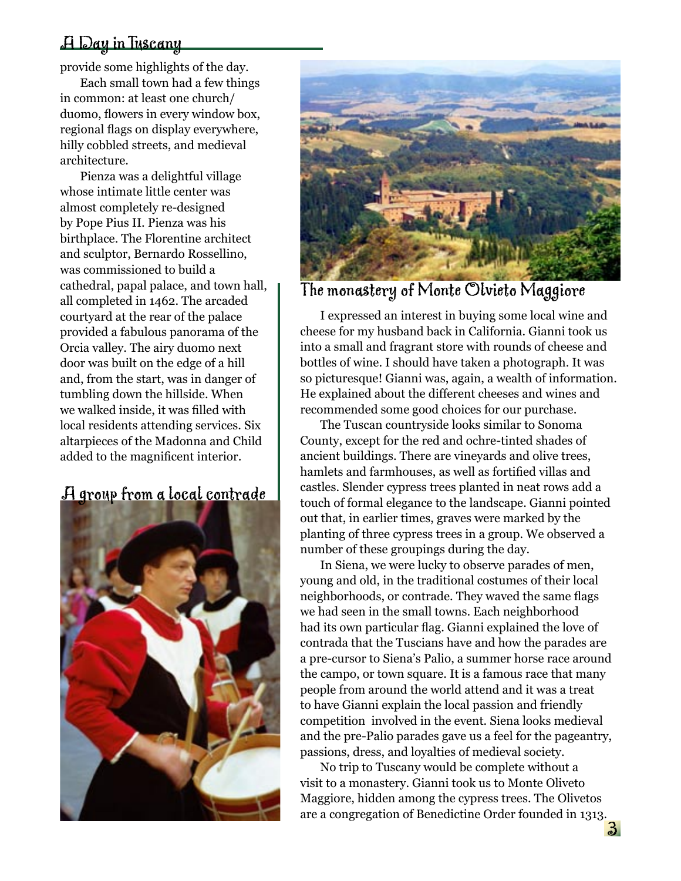provide some highlights of the day.

Each small town had a few things in common: at least one church/duomo, flowers in every window box, regional flags on display everywhere, hilly cobbled streets, and medieval architecture.

Pienza was a delightful village whose intimate little center was almost completely re-designed by Pope Pius II. Pienza was his birthplace. The Florentine architect and sculptor, Bernardo Rossellino, was commissioned to build a cathedral, papal palace, and town hall, all completed in 1462. The arcaded courtyard at the rear of the palace provided a fabulous panorama of the Orcia valley. The airy duomo next door was built on the edge of a hill and, from the start, was in danger of tumbling down the hillside. When we walked inside, it was filled with local residents attending services. Six altarpieces of the Madonna and Child added to the magnificent interior.

A group from a local contrade

The monastery of Monte Olvieto Maggiore

I expressed an interest in buying some local wine and cheese for my husband back in California. Gianni took us into a small and fragrant store with rounds of cheese and bottles of wine. I should have taken a photograph. It was so picturesque! Gianni was, again, a wealth of information. He explained about the different cheeses and wines and recommended some good choices for our purchase.

The Tuscan countryside looks similar to Sonoma County, except for the red and ochre-tinted shades of ancient buildings. There are vineyards and olive trees, hamlets and farmhouses, as well as fortified villas and castles. Slender cypress trees planted in neat rows add a touch of formal elegance to the landscape. Gianni pointed out that, in earlier times, graves were marked by the planting of three cypress trees in a group. We observed a number of these groupings during the day.

In Siena, we were lucky to observe parades of men, young and old, in the traditional costumes of their local neighborhoods, or contrade. They waved the same flags we had seen in the small towns. Each neighborhood had its own particular flag. Gianni explained the love of contrada that the Tuscians have and how the parades are a pre-cursor to Siena's Palio, a summer horse race around the campo, or town square. It is a famous race that many people from around the world attend and it was a treat to have Gianni explain the local passion and friendly competition involved in the event. Siena looks medieval and the pre-Palio parades gave us a feel for the pageantry, passions, dress, and loyalties of medieval society.

No trip to Tuscany would be complete without a visit to a monastery. Gianni took us to Monte Oliveto Maggiore, hidden among the cypress trees. The Olivetos are a congregation of Benedictine Order founded in 1313.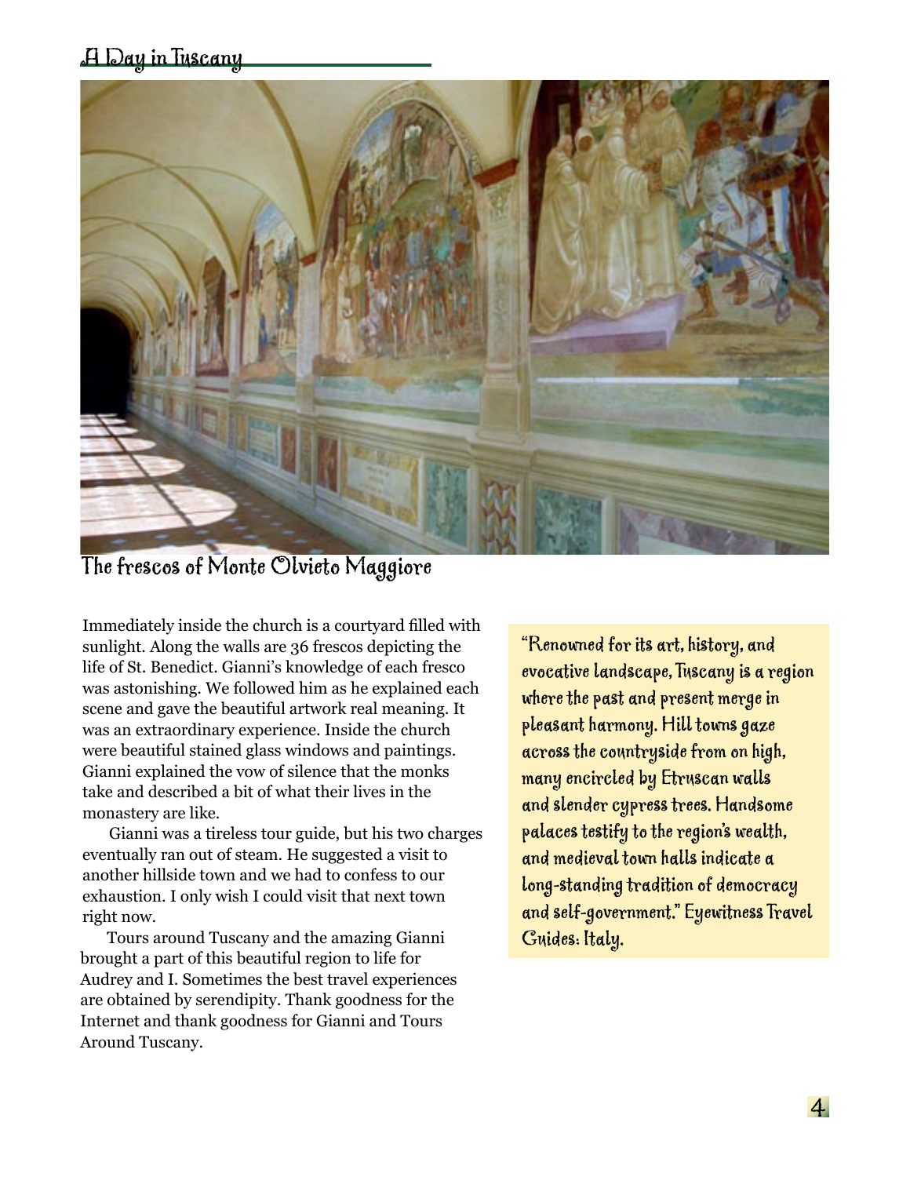The frescos of Monte Olvieto Maggiore

Immediately inside the church is a courtyard filled with sunlight. Along the walls are 36 frescos depicting the life of St. Benedict. Gianni's knowledge of each fresco was astonishing. We followed him as he explained each scene and gave the beautiful artwork real meaning. It was an extraordinary experience. Inside the church were beautiful stained glass windows and paintings. Gianni explained the vow of silence that the monks take and described a bit of what their lives in the monastery are like.

Gianni was a tireless tour guide, but his two charges eventually ran out of steam. He suggested a visit to another hillside town and we had to confess to our exhaustion. I only wish I could visit that next town right now.

Tours around Tuscany and the amazing Gianni brought a part of this beautiful region to life for Audrey and I. Sometimes the best travel experiences are obtained by serendipity. Thank goodness for the Internet and thank goodness for Gianni and Tours Around Tuscany.

> "Renowned for its art, history, and evocative landscape, Tuscany is a region where the past and present merge in pleasant harmony. Hill towns gaze across the countryside from on high, many encircled by Etruscan walls and slender cypress trees. Handsome palaces testify to the region's wealth, and medieval town halls indicate a long-standing tradition of democracy and self-government." Eyewitness Travel Guides: Italy.